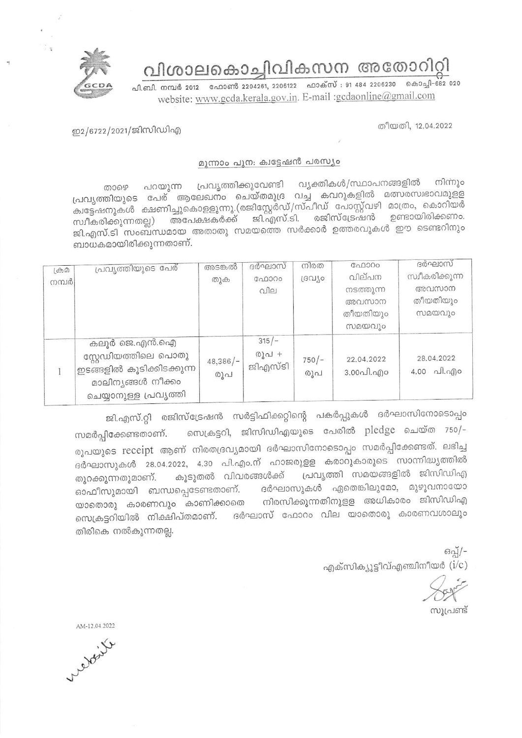# വിശാലകൊച്ചിവികസന അതോറിറ്റി

പി.ബി. നമ്പർ 2012 ഫോൺ 2204261, 2206122 ഫാക്സ് : 91 484 2206230 കൊച്ചി-682 020

website: www.gcda.kerala.gov.in. E-mail :gcdaonline@gmail.com

ഇ2/6722/2021/ജിസിഡിഎ

തീയതി, 12.04.2022

## മൂന്നാം പുന: ക്വട്ടേഷൻ പരസ്യം

താഴെ പറയുന്ന പ്രവൃത്തിക്കുവേണ്ടി വ്യക്തികൾ/സ്ഥാപനങ്ങളിൽ നിന്നും പ്രവൃത്തിയുടെ പേര് ആലേഖനം ചെയ്തമുദ്ര വച്ച കവറുകളിൽ മത്സരസ്വഭാവമുള്ള ക്വട്ടേഷനുകൾ ക്ഷണിച്ചുകൊള്ളുന്നു.(രജിസ്റ്റേർഡ്/സ്പീഡ് പോസ്റ്റ്‌വഴി മാത്രം, കൊറിയർ സ്വീകരിക്കുന്നതല്ല) അപേക്ഷകർക്ക് ജി.എസ്.ടി. രജിസ്ട്രേഷൻ ഉണ്ടായിരിക്കണം. ജി.എസ്.ടി സംബന്ധമായ അതാതു സമയത്തെ സർക്കാർ ഉത്തരവുകൾ ഈ ടെണ്ടറിനും ബാധകമായിരിക്കുന്നതാണ്.

| ക്രമ നമ്പർ | പ്രവൃത്തിയുടെ പേര് | അടങ്കൽ തുക | ദർഘാസ് ഫോറം വില | നിരത ദ്രവ്യം | ഫോറം വില്പന നടത്തുന്ന അവസാന തീയതിയും സമയവും | ദർഘാസ് സ്വീകരിക്കുന്ന അവസാന തീയതിയും സമയവും |
|---|---|---|---|---|---|---|
| 1 | കലൂർ ജെ.എൻ.ഐ സ്റ്റേഡിയത്തിലെ പൊതു ഇടങ്ങളിൽ കൂടിക്കിടക്കുന്ന മാലിന്യങ്ങൾ നീക്കം ചെയ്യാനുള്ള പ്രവൃത്തി | 48,386/- രൂപ | 315/- രൂപ + ജിഎസ്ടി | 750/- രൂപ | 22.04.2022 3.00പി.എം | 28.04.2022 4.00 പി.എം |

ജി.എസ്.റ്റി രജിസ്ട്രേഷൻ സർട്ടിഫിക്കറ്റിന്റെ പകർപ്പുകൾ ദർഘാസിനോടൊപ്പം സമർപ്പിക്കേണ്ടതാണ്. സെക്രട്ടറി, ജിസിഡിഎയുടെ പേരിൽ pledge ചെയ്ത 750/- രൂപയുടെ receipt ആണ് നിരതദ്രവ്യമായി ദർഘാസിനോടൊപ്പം സമർപ്പിക്കേണ്ടത്. ലഭിച്ച ദർഘാസുകൾ 28.04.2022, 4.30 പി.എം.ന് ഹാജരുള്ള കരാറുകാരുടെ സാന്നിദ്ധ്യത്തിൽ തുറക്കുന്നതുമാണ്. കൂടുതൽ വിവരങ്ങൾക്ക് പ്രവൃത്തി സമയങ്ങളിൽ ജിസിഡിഎ ഓഫീസുമായി ബന്ധപ്പെടേണ്ടതാണ്. ദർഘാസുകൾ ഏതെങ്കിലുമോ, മുഴുവനായോ യാതൊരു കാരണവും കാണിക്കാതെ നിരസിക്കുന്നതിനുള്ള അധികാരം ജിസിഡിഎ സെക്രട്ടറിയിൽ നിക്ഷിപ്തമാണ്. ദർഘാസ് ഫോറം വില യാതൊരു കാരണവശാലും തിരികെ നൽകുന്നതല്ല.

ഒപ്പ്/-

എക്സിക്യൂട്ടീവ്എഞ്ചിനീയർ (i/c)

സൂപ്രണ്ട്

AM-12.04.2022

website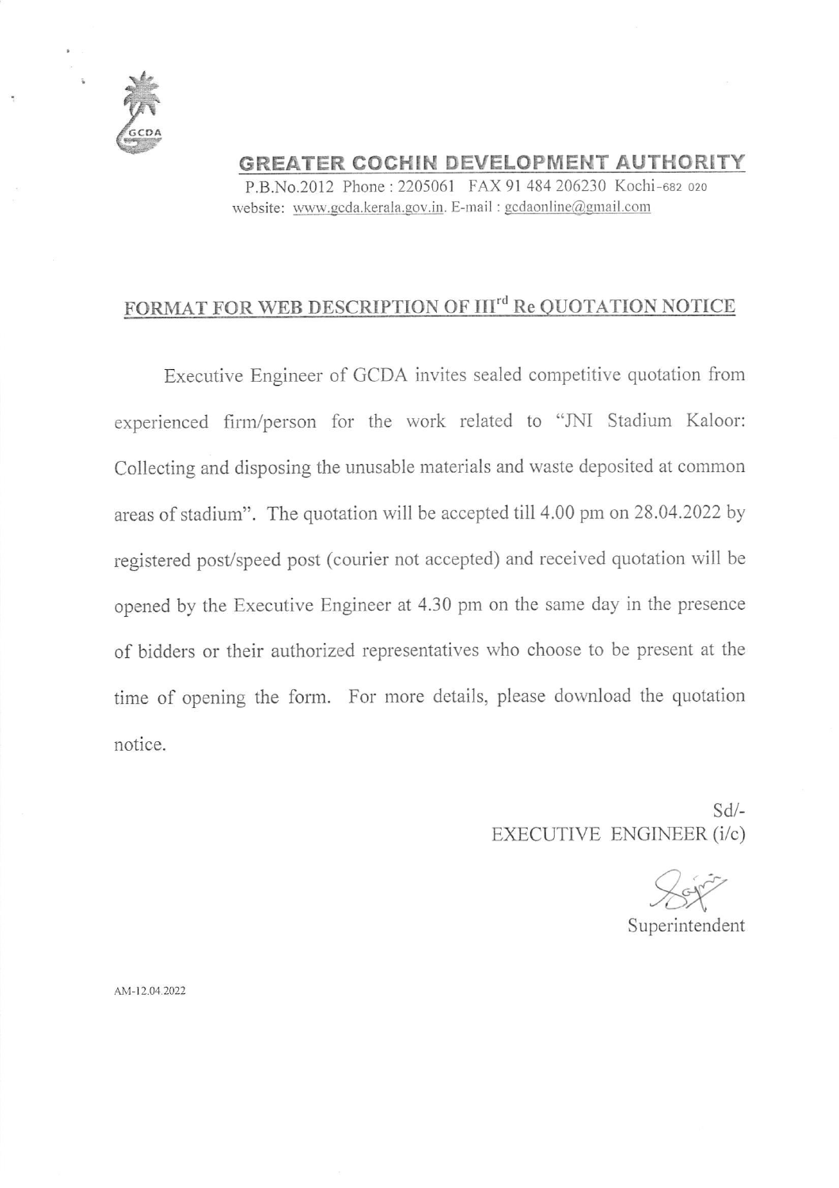## GREATER COCHIN DEVELOPMENT AUTHORITY

P.B.No.2012 Phone : 2205061 FAX 91 484 206230 Kochi-682 020
website: www.gcda.kerala.gov.in. E-mail : gcdaonline@gmail.com

### FORMAT FOR WEB DESCRIPTION OF III$^{rd}$ Re QUOTATION NOTICE

Executive Engineer of GCDA invites sealed competitive quotation from experienced firm/person for the work related to "JNI Stadium Kaloor: Collecting and disposing the unusable materials and waste deposited at common areas of stadium". The quotation will be accepted till 4.00 pm on 28.04.2022 by registered post/speed post (courier not accepted) and received quotation will be opened by the Executive Engineer at 4.30 pm on the same day in the presence of bidders or their authorized representatives who choose to be present at the time of opening the form. For more details, please download the quotation notice.

Sd/-
EXECUTIVE ENGINEER (i/c)

Superintendent

AM-12.04.2022